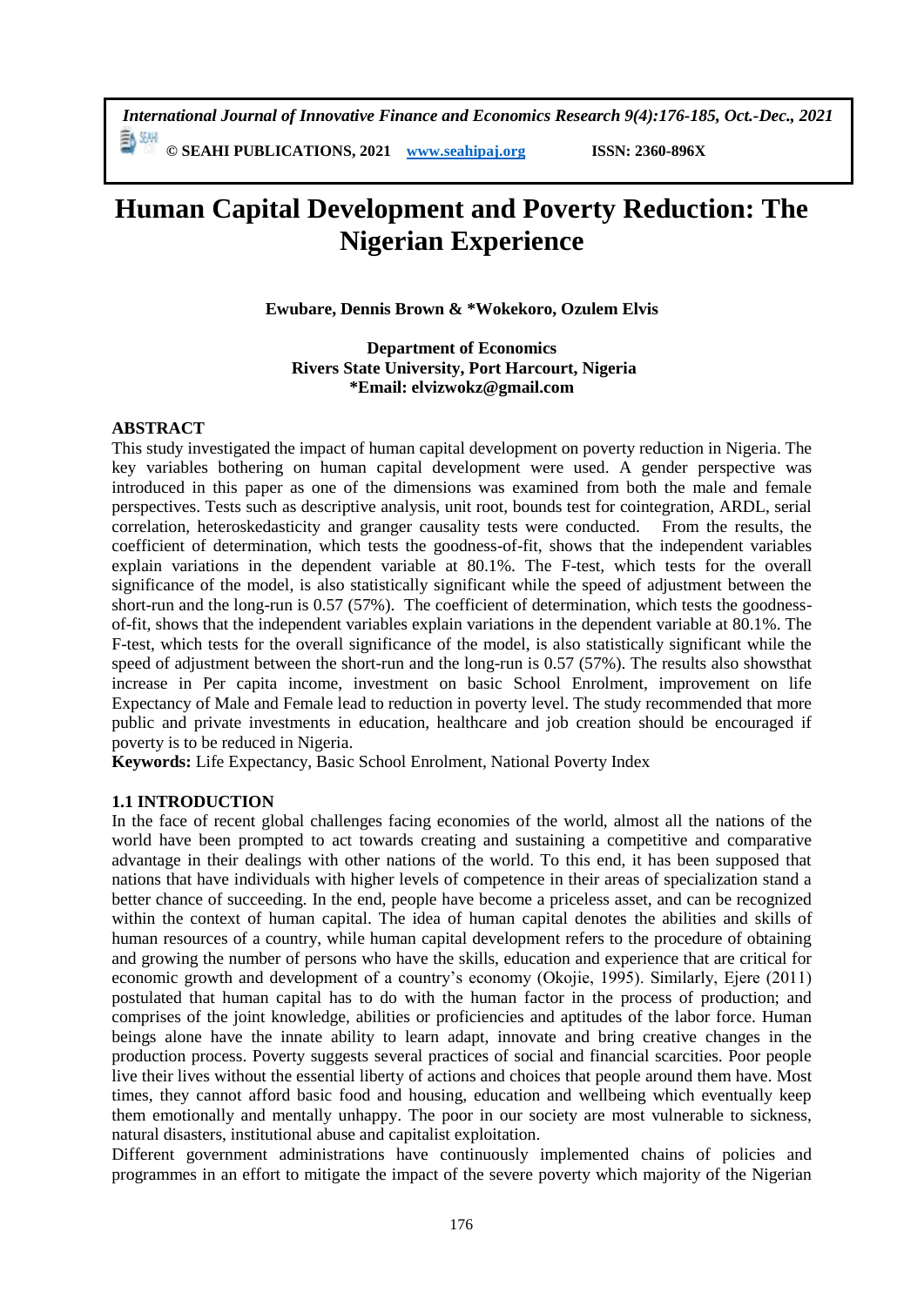# Human Capital Development and Poverty Reduction: The Nigerian Experience

**Ewubare, Dennis Brown & *Wokekoro, Ozulem Elvis**

**Department of Economics**
**Rivers State University, Port Harcourt, Nigeria**
***Email: elvizwokz@gmail.com**

## ABSTRACT

This study investigated the impact of human capital development on poverty reduction in Nigeria. The key variables bothering on human capital development were used. A gender perspective was introduced in this paper as one of the dimensions was examined from both the male and female perspectives. Tests such as descriptive analysis, unit root, bounds test for cointegration, ARDL, serial correlation, heteroskedasticity and granger causality tests were conducted. From the results, the coefficient of determination, which tests the goodness-of-fit, shows that the independent variables explain variations in the dependent variable at 80.1%. The F-test, which tests for the overall significance of the model, is also statistically significant while the speed of adjustment between the short-run and the long-run is 0.57 (57%). The coefficient of determination, which tests the goodness-of-fit, shows that the independent variables explain variations in the dependent variable at 80.1%. The F-test, which tests for the overall significance of the model, is also statistically significant while the speed of adjustment between the short-run and the long-run is 0.57 (57%). The results also showthat increase in Per capita income, investment on basic School Enrolment, improvement on life Expectancy of Male and Female lead to reduction in poverty level. The study recommended that more public and private investments in education, healthcare and job creation should be encouraged if poverty is to be reduced in Nigeria.

**Keywords:** Life Expectancy, Basic School Enrolment, National Poverty Index

## 1.1 INTRODUCTION

In the face of recent global challenges facing economies of the world, almost all the nations of the world have been prompted to act towards creating and sustaining a competitive and comparative advantage in their dealings with other nations of the world. To this end, it has been supposed that nations that have individuals with higher levels of competence in their areas of specialization stand a better chance of succeeding. In the end, people have become a priceless asset, and can be recognized within the context of human capital. The idea of human capital denotes the abilities and skills of human resources of a country, while human capital development refers to the procedure of obtaining and growing the number of persons who have the skills, education and experience that are critical for economic growth and development of a country's economy (Okojie, 1995). Similarly, Ejere (2011) postulated that human capital has to do with the human factor in the process of production; and comprises of the joint knowledge, abilities or proficiencies and aptitudes of the labor force. Human beings alone have the innate ability to learn adapt, innovate and bring creative changes in the production process. Poverty suggests several practices of social and financial scarcities. Poor people live their lives without the essential liberty of actions and choices that people around them have. Most times, they cannot afford basic food and housing, education and wellbeing which eventually keep them emotionally and mentally unhappy. The poor in our society are most vulnerable to sickness, natural disasters, institutional abuse and capitalist exploitation.

Different government administrations have continuously implemented chains of policies and programmes in an effort to mitigate the impact of the severe poverty which majority of the Nigerian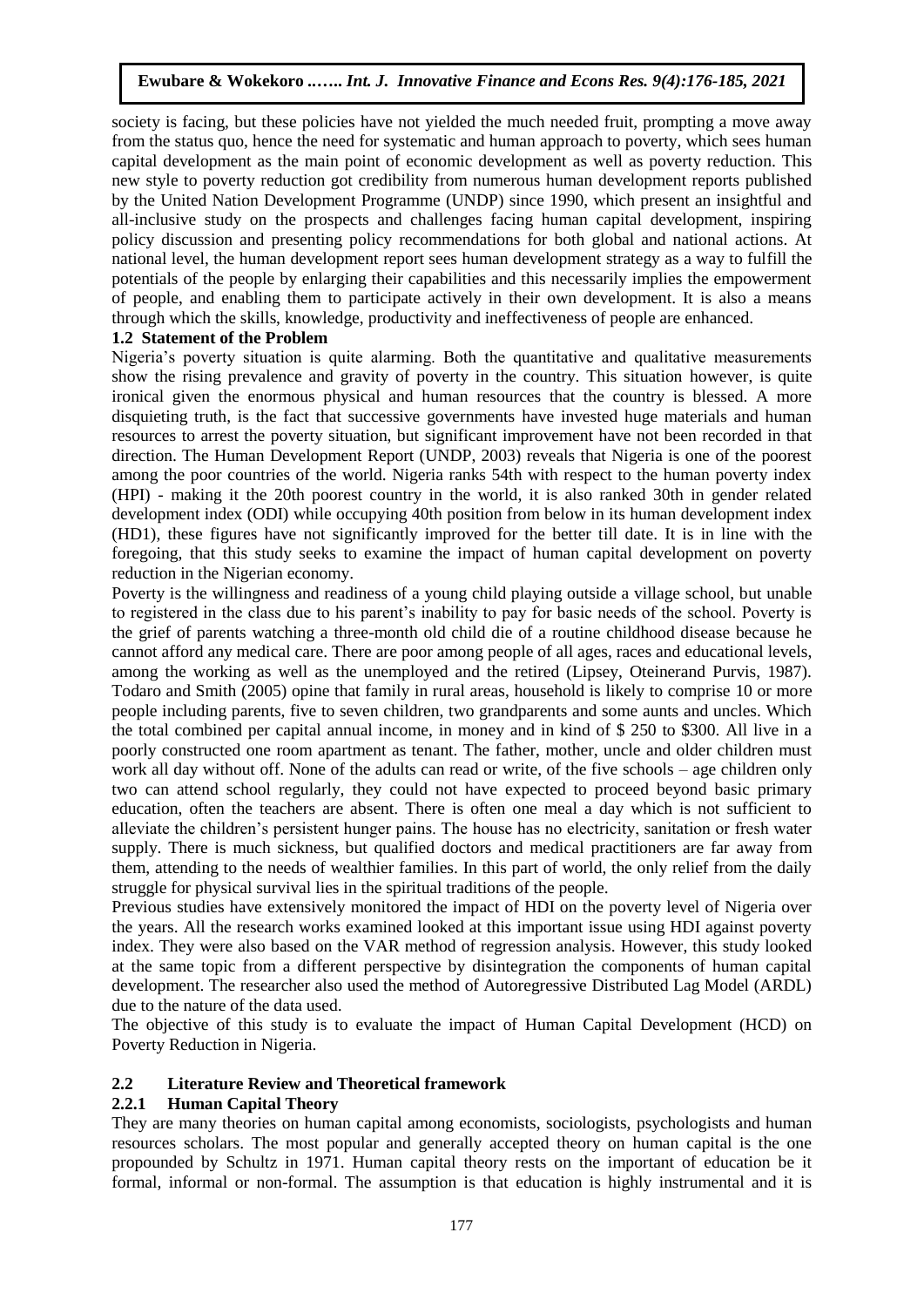society is facing, but these policies have not yielded the much needed fruit, prompting a move away from the status quo, hence the need for systematic and human approach to poverty, which sees human capital development as the main point of economic development as well as poverty reduction. This new style to poverty reduction got credibility from numerous human development reports published by the United Nation Development Programme (UNDP) since 1990, which present an insightful and all-inclusive study on the prospects and challenges facing human capital development, inspiring policy discussion and presenting policy recommendations for both global and national actions. At national level, the human development report sees human development strategy as a way to fulfill the potentials of the people by enlarging their capabilities and this necessarily implies the empowerment of people, and enabling them to participate actively in their own development. It is also a means through which the skills, knowledge, productivity and ineffectiveness of people are enhanced.

### 1.2 Statement of the Problem

Nigeria's poverty situation is quite alarming. Both the quantitative and qualitative measurements show the rising prevalence and gravity of poverty in the country. This situation however, is quite ironical given the enormous physical and human resources that the country is blessed. A more disquieting truth, is the fact that successive governments have invested huge materials and human resources to arrest the poverty situation, but significant improvement have not been recorded in that direction. The Human Development Report (UNDP, 2003) reveals that Nigeria is one of the poorest among the poor countries of the world. Nigeria ranks 54th with respect to the human poverty index (HPI) - making it the 20th poorest country in the world, it is also ranked 30th in gender related development index (ODI) while occupying 40th position from below in its human development index (HD1), these figures have not significantly improved for the better till date. It is in line with the foregoing, that this study seeks to examine the impact of human capital development on poverty reduction in the Nigerian economy.

Poverty is the willingness and readiness of a young child playing outside a village school, but unable to registered in the class due to his parent's inability to pay for basic needs of the school. Poverty is the grief of parents watching a three-month old child die of a routine childhood disease because he cannot afford any medical care. There are poor among people of all ages, races and educational levels, among the working as well as the unemployed and the retired (Lipsey, Oteinerand Purvis, 1987). Todaro and Smith (2005) opine that family in rural areas, household is likely to comprise 10 or more people including parents, five to seven children, two grandparents and some aunts and uncles. Which the total combined per capital annual income, in money and in kind of $ 250 to $300. All live in a poorly constructed one room apartment as tenant. The father, mother, uncle and older children must work all day without off. None of the adults can read or write, of the five schools – age children only two can attend school regularly, they could not have expected to proceed beyond basic primary education, often the teachers are absent. There is often one meal a day which is not sufficient to alleviate the children's persistent hunger pains. The house has no electricity, sanitation or fresh water supply. There is much sickness, but qualified doctors and medical practitioners are far away from them, attending to the needs of wealthier families. In this part of world, the only relief from the daily struggle for physical survival lies in the spiritual traditions of the people.

Previous studies have extensively monitored the impact of HDI on the poverty level of Nigeria over the years. All the research works examined looked at this important issue using HDI against poverty index. They were also based on the VAR method of regression analysis. However, this study looked at the same topic from a different perspective by disintegration the components of human capital development. The researcher also used the method of Autoregressive Distributed Lag Model (ARDL) due to the nature of the data used.

The objective of this study is to evaluate the impact of Human Capital Development (HCD) on Poverty Reduction in Nigeria.

## 2.2 Literature Review and Theoretical framework

### 2.2.1 Human Capital Theory

They are many theories on human capital among economists, sociologists, psychologists and human resources scholars. The most popular and generally accepted theory on human capital is the one propounded by Schultz in 1971. Human capital theory rests on the important of education be it formal, informal or non-formal. The assumption is that education is highly instrumental and it is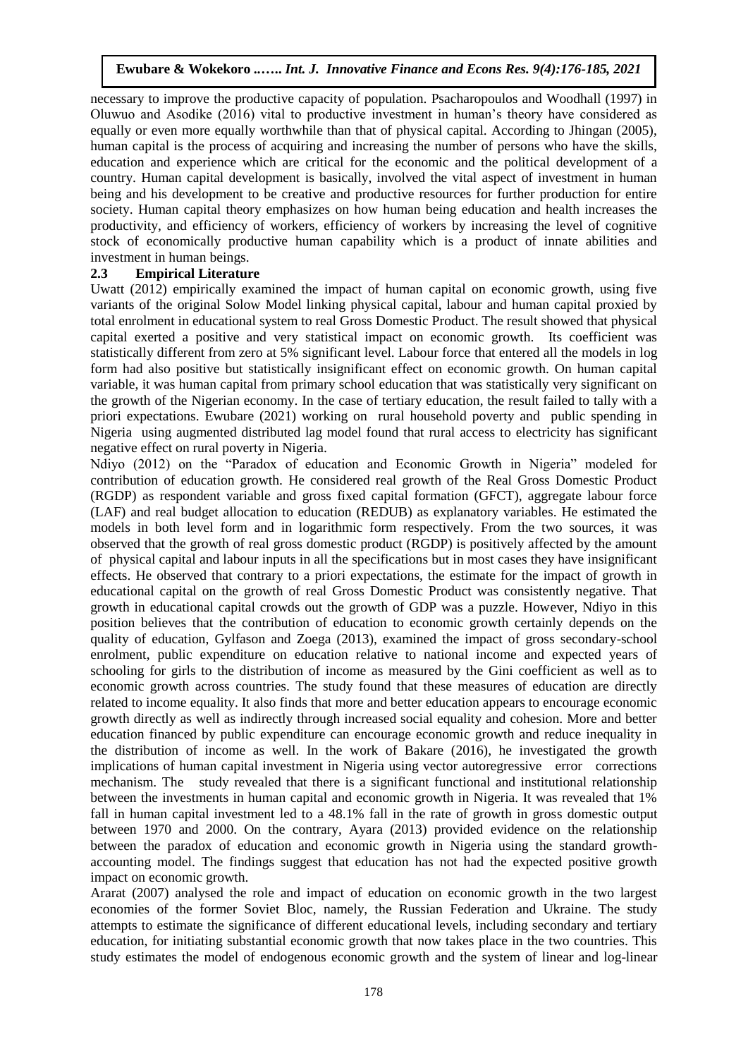necessary to improve the productive capacity of population. Psacharopoulos and Woodhall (1997) in Oluwuo and Asodike (2016) vital to productive investment in human's theory have considered as equally or even more equally worthwhile than that of physical capital. According to Jhingan (2005), human capital is the process of acquiring and increasing the number of persons who have the skills, education and experience which are critical for the economic and the political development of a country. Human capital development is basically, involved the vital aspect of investment in human being and his development to be creative and productive resources for further production for entire society. Human capital theory emphasizes on how human being education and health increases the productivity, and efficiency of workers, efficiency of workers by increasing the level of cognitive stock of economically productive human capability which is a product of innate abilities and investment in human beings.

### 2.3 Empirical Literature

Uwatt (2012) empirically examined the impact of human capital on economic growth, using five variants of the original Solow Model linking physical capital, labour and human capital proxied by total enrolment in educational system to real Gross Domestic Product. The result showed that physical capital exerted a positive and very statistical impact on economic growth. Its coefficient was statistically different from zero at 5% significant level. Labour force that entered all the models in log form had also positive but statistically insignificant effect on economic growth. On human capital variable, it was human capital from primary school education that was statistically very significant on the growth of the Nigerian economy. In the case of tertiary education, the result failed to tally with a priori expectations. Ewubare (2021) working on rural household poverty and public spending in Nigeria using augmented distributed lag model found that rural access to electricity has significant negative effect on rural poverty in Nigeria.

Ndiyo (2012) on the "Paradox of education and Economic Growth in Nigeria" modeled for contribution of education growth. He considered real growth of the Real Gross Domestic Product (RGDP) as respondent variable and gross fixed capital formation (GFCT), aggregate labour force (LAF) and real budget allocation to education (REDUB) as explanatory variables. He estimated the models in both level form and in logarithmic form respectively. From the two sources, it was observed that the growth of real gross domestic product (RGDP) is positively affected by the amount of physical capital and labour inputs in all the specifications but in most cases they have insignificant effects. He observed that contrary to a priori expectations, the estimate for the impact of growth in educational capital on the growth of real Gross Domestic Product was consistently negative. That growth in educational capital crowds out the growth of GDP was a puzzle. However, Ndiyo in this position believes that the contribution of education to economic growth certainly depends on the quality of education, Gylfason and Zoega (2013), examined the impact of gross secondary-school enrolment, public expenditure on education relative to national income and expected years of schooling for girls to the distribution of income as measured by the Gini coefficient as well as to economic growth across countries. The study found that these measures of education are directly related to income equality. It also finds that more and better education appears to encourage economic growth directly as well as indirectly through increased social equality and cohesion. More and better education financed by public expenditure can encourage economic growth and reduce inequality in the distribution of income as well. In the work of Bakare (2016), he investigated the growth implications of human capital investment in Nigeria using vector autoregressive error corrections mechanism. The study revealed that there is a significant functional and institutional relationship between the investments in human capital and economic growth in Nigeria. It was revealed that 1% fall in human capital investment led to a 48.1% fall in the rate of growth in gross domestic output between 1970 and 2000. On the contrary, Ayara (2013) provided evidence on the relationship between the paradox of education and economic growth in Nigeria using the standard growth-accounting model. The findings suggest that education has not had the expected positive growth impact on economic growth.

Ararat (2007) analysed the role and impact of education on economic growth in the two largest economies of the former Soviet Bloc, namely, the Russian Federation and Ukraine. The study attempts to estimate the significance of different educational levels, including secondary and tertiary education, for initiating substantial economic growth that now takes place in the two countries. This study estimates the model of endogenous economic growth and the system of linear and log-linear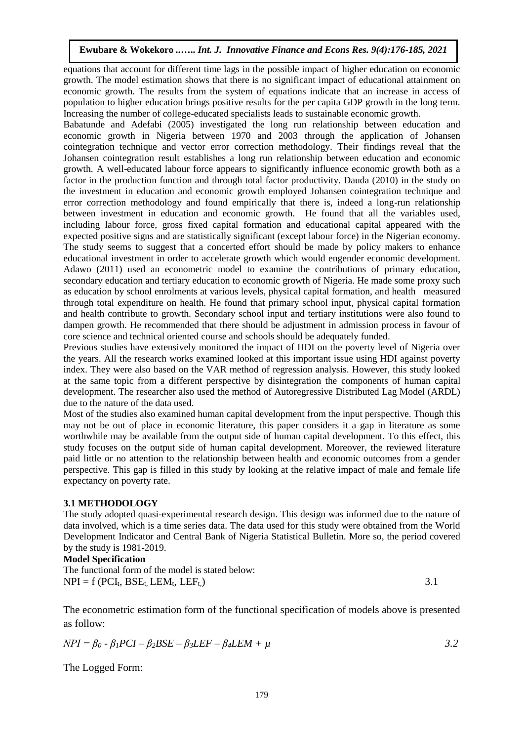equations that account for different time lags in the possible impact of higher education on economic growth. The model estimation shows that there is no significant impact of educational attainment on economic growth. The results from the system of equations indicate that an increase in access of population to higher education brings positive results for the per capita GDP growth in the long term. Increasing the number of college-educated specialists leads to sustainable economic growth.

Babatunde and Adefabi (2005) investigated the long run relationship between education and economic growth in Nigeria between 1970 and 2003 through the application of Johansen cointegration technique and vector error correction methodology. Their findings reveal that the Johansen cointegration result establishes a long run relationship between education and economic growth. A well-educated labour force appears to significantly influence economic growth both as a factor in the production function and through total factor productivity. Dauda (2010) in the study on the investment in education and economic growth employed Johansen cointegration technique and error correction methodology and found empirically that there is, indeed a long-run relationship between investment in education and economic growth. He found that all the variables used, including labour force, gross fixed capital formation and educational capital appeared with the expected positive signs and are statistically significant (except labour force) in the Nigerian economy. The study seems to suggest that a concerted effort should be made by policy makers to enhance educational investment in order to accelerate growth which would engender economic development. Adawo (2011) used an econometric model to examine the contributions of primary education, secondary education and tertiary education to economic growth of Nigeria. He made some proxy such as education by school enrolments at various levels, physical capital formation, and health measured through total expenditure on health. He found that primary school input, physical capital formation and health contribute to growth. Secondary school input and tertiary institutions were also found to dampen growth. He recommended that there should be adjustment in admission process in favour of core science and technical oriented course and schools should be adequately funded.

Previous studies have extensively monitored the impact of HDI on the poverty level of Nigeria over the years. All the research works examined looked at this important issue using HDI against poverty index. They were also based on the VAR method of regression analysis. However, this study looked at the same topic from a different perspective by disintegration the components of human capital development. The researcher also used the method of Autoregressive Distributed Lag Model (ARDL) due to the nature of the data used.

Most of the studies also examined human capital development from the input perspective. Though this may not be out of place in economic literature, this paper considers it a gap in literature as some worthwhile may be available from the output side of human capital development. To this effect, this study focuses on the output side of human capital development. Moreover, the reviewed literature paid little or no attention to the relationship between health and economic outcomes from a gender perspective. This gap is filled in this study by looking at the relative impact of male and female life expectancy on poverty rate.

## 3.1 METHODOLOGY

The study adopted quasi-experimental research design. This design was informed due to the nature of data involved, which is a time series data. The data used for this study were obtained from the World Development Indicator and Central Bank of Nigeria Statistical Bulletin. More so, the period covered by the study is 1981-2019.

**Model Specification**

The functional form of the model is stated below:

$$NPI = f(PCI_t, BSE_t, LEM_t, LEF_t) \quad 3.1$$

The econometric estimation form of the functional specification of models above is presented as follow:

$$NPI = \beta_0 - \beta_1 PCI - \beta_2 BSE - \beta_3 LEF - \beta_4 LEM + \mu \quad 3.2$$

The Logged Form: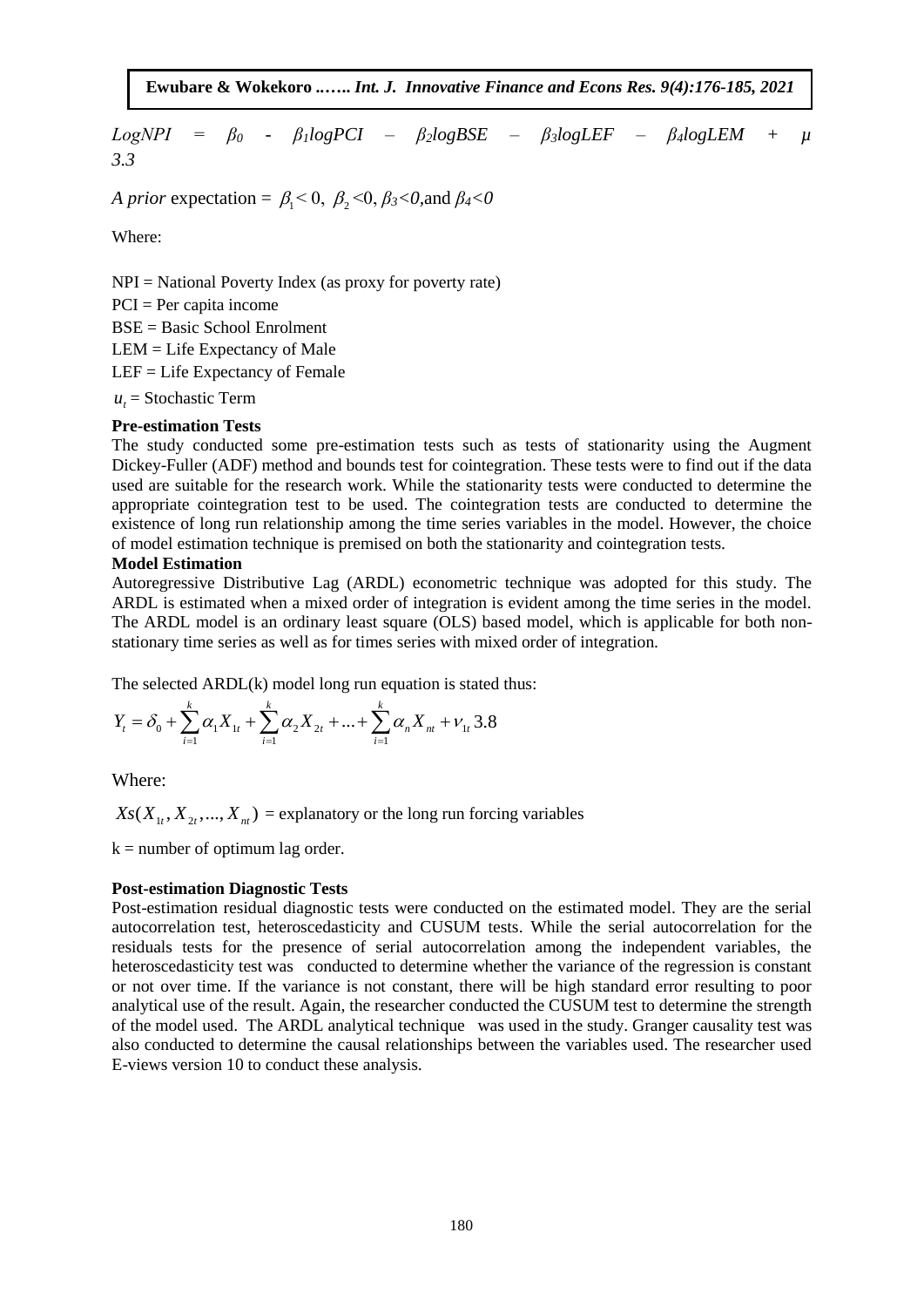$$LogNPI = \beta_0 - \beta_1 logPCI - \beta_2 logBSE - \beta_3 logLEF - \beta_4 logLEM + \mu \quad 3.3$$

*A prior* expectation = $\beta_1 < 0$, $\beta_2 < 0$, $\beta_3 < 0$, and $\beta_4 < 0$

Where:

NPI = National Poverty Index (as proxy for poverty rate)
PCI = Per capita income
BSE = Basic School Enrolment
LEM = Life Expectancy of Male
LEF = Life Expectancy of Female
$u_t$ = Stochastic Term

**Pre-estimation Tests**

The study conducted some pre-estimation tests such as tests of stationarity using the Augment Dickey-Fuller (ADF) method and bounds test for cointegration. These tests were to find out if the data used are suitable for the research work. While the stationarity tests were conducted to determine the appropriate cointegration test to be used. The cointegration tests are conducted to determine the existence of long run relationship among the time series variables in the model. However, the choice of model estimation technique is premised on both the stationarity and cointegration tests.

**Model Estimation**

Autoregressive Distributive Lag (ARDL) econometric technique was adopted for this study. The ARDL is estimated when a mixed order of integration is evident among the time series in the model. The ARDL model is an ordinary least square (OLS) based model, which is applicable for both non-stationary time series as well as for times series with mixed order of integration.

The selected ARDL(k) model long run equation is stated thus:

$$Y_t = \delta_0 + \sum_{i=1}^{k} \alpha_1 X_{1t} + \sum_{i=1}^{k} \alpha_2 X_{2t} + ... + \sum_{i=1}^{k} \alpha_n X_{nt} + \nu_{1t} \quad 3.8$$

Where:

$Xs(X_{1t}, X_{2t}, ..., X_{nt})$ = explanatory or the long run forcing variables

k = number of optimum lag order.

**Post-estimation Diagnostic Tests**

Post-estimation residual diagnostic tests were conducted on the estimated model. They are the serial autocorrelation test, heteroscedasticity and CUSUM tests. While the serial autocorrelation for the residuals tests for the presence of serial autocorrelation among the independent variables, the heteroscedasticity test was conducted to determine whether the variance of the regression is constant or not over time. If the variance is not constant, there will be high standard error resulting to poor analytical use of the result. Again, the researcher conducted the CUSUM test to determine the strength of the model used. The ARDL analytical technique was used in the study. Granger causality test was also conducted to determine the causal relationships between the variables used. The researcher used E-views version 10 to conduct these analysis.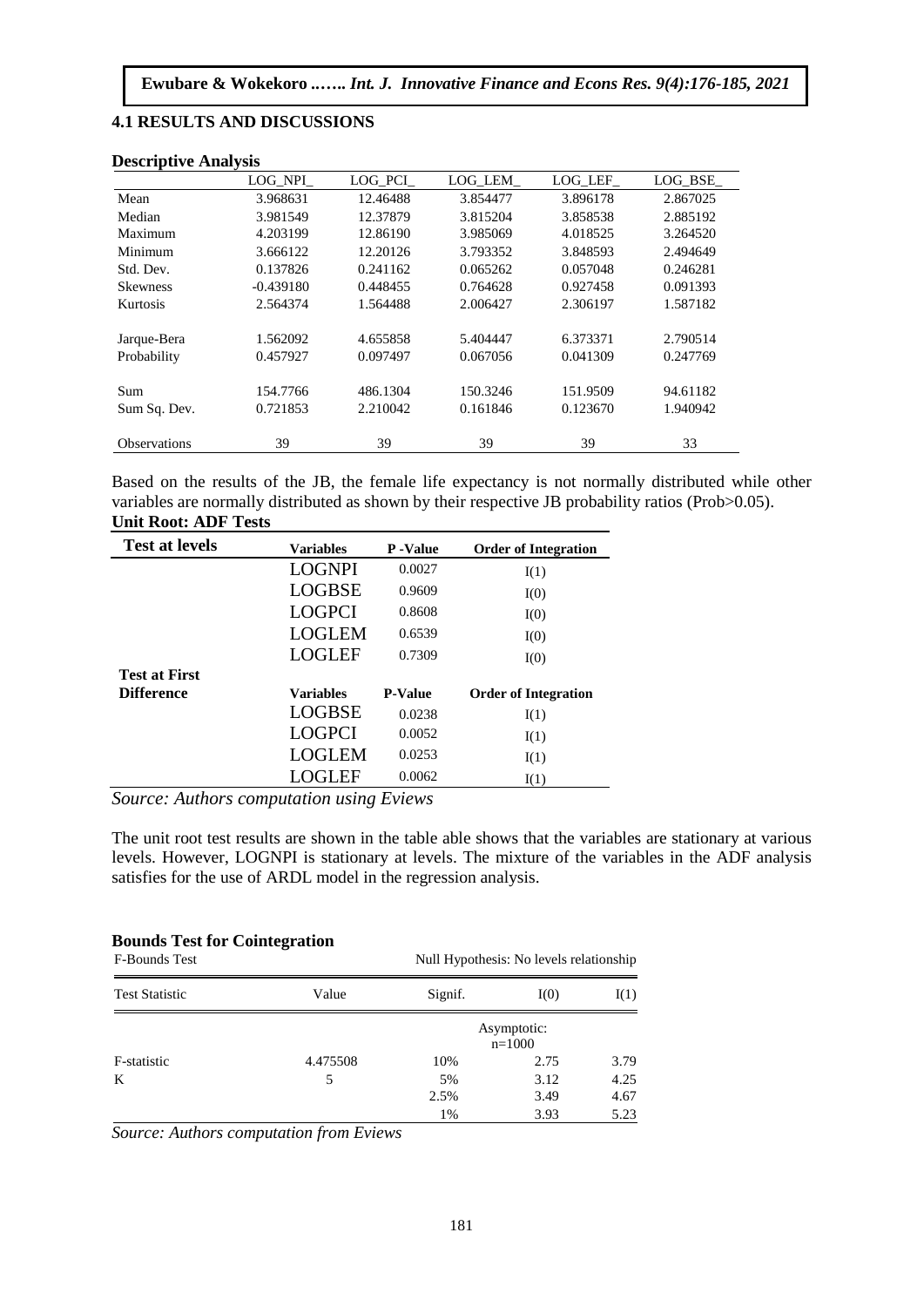## 4.1 RESULTS AND DISCUSSIONS

### Descriptive Analysis

| | LOG_NPI_ | LOG_PCI_ | LOG_LEM_ | LOG_LEF_ | LOG_BSE_ |
|---|---|---|---|---|---|
| Mean | 3.968631 | 12.46488 | 3.854477 | 3.896178 | 2.867025 |
| Median | 3.981549 | 12.37879 | 3.815204 | 3.858538 | 2.885192 |
| Maximum | 4.203199 | 12.86190 | 3.985069 | 4.018525 | 3.264520 |
| Minimum | 3.666122 | 12.20126 | 3.793352 | 3.848593 | 2.494649 |
| Std. Dev. | 0.137826 | 0.241162 | 0.065262 | 0.057048 | 0.246281 |
| Skewness | -0.439180 | 0.448455 | 0.764628 | 0.927458 | 0.091393 |
| Kurtosis | 2.564374 | 1.564488 | 2.006427 | 2.306197 | 1.587182 |
| Jarque-Bera | 1.562092 | 4.655858 | 5.404447 | 6.373371 | 2.790514 |
| Probability | 0.457927 | 0.097497 | 0.067056 | 0.041309 | 0.247769 |
| Sum | 154.7766 | 486.1304 | 150.3246 | 151.9509 | 94.61182 |
| Sum Sq. Dev. | 0.721853 | 2.210042 | 0.161846 | 0.123670 | 1.940942 |
| Observations | 39 | 39 | 39 | 39 | 33 |

Based on the results of the JB, the female life expectancy is not normally distributed while other variables are normally distributed as shown by their respective JB probability ratios (Prob>0.05).

**Unit Root: ADF Tests**

| Test at levels | Variables | P -Value | Order of Integration |
|---|---|---|---|
| | LOGNPI | 0.0027 | I(1) |
| | LOGBSE | 0.9609 | I(0) |
| | LOGPCI | 0.8608 | I(0) |
| | LOGLEM | 0.6539 | I(0) |
| | LOGLEF | 0.7309 | I(0) |
| **Test at First Difference** | **Variables** | **P-Value** | **Order of Integration** |
| | LOGBSE | 0.0238 | I(1) |
| | LOGPCI | 0.0052 | I(1) |
| | LOGLEM | 0.0253 | I(1) |
| | LOGLEF | 0.0062 | I(1) |

*Source: Authors computation using Eviews*

The unit root test results are shown in the table able shows that the variables are stationary at various levels. However, LOGNPI is stationary at levels. The mixture of the variables in the ADF analysis satisfies for the use of ARDL model in the regression analysis.

### Bounds Test for Cointegration

| F-Bounds Test | | Null Hypothesis: No levels relationship | | |
|---|---|---|---|---|
| Test Statistic | Value | Signif. | I(0) | I(1) |
| | | | Asymptotic: n=1000 | |
| F-statistic | 4.475508 | 10% | 2.75 | 3.79 |
| K | 5 | 5% | 3.12 | 4.25 |
| | | 2.5% | 3.49 | 4.67 |
| | | 1% | 3.93 | 5.23 |

*Source: Authors computation from Eviews*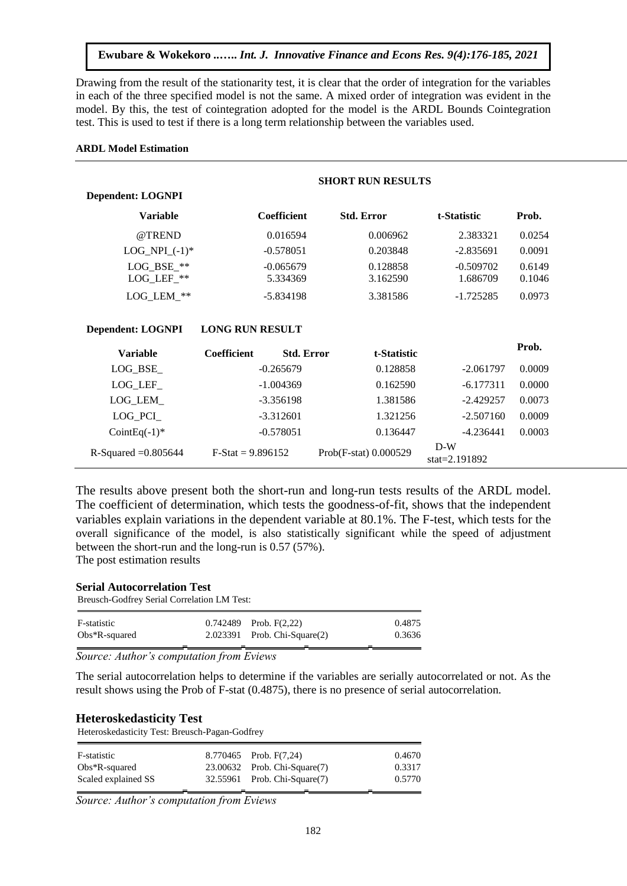Drawing from the result of the stationarity test, it is clear that the order of integration for the variables in each of the three specified model is not the same. A mixed order of integration was evident in the model. By this, the test of cointegration adopted for the model is the ARDL Bounds Cointegration test. This is used to test if there is a long term relationship between the variables used.

**ARDL Model Estimation**

**SHORT RUN RESULTS**

**Dependent: LOGNPI**

| Variable | Coefficient | Std. Error | t-Statistic | Prob. |
|---|---|---|---|---|
| @TREND | 0.016594 | 0.006962 | 2.383321 | 0.0254 |
| LOG_NPI_(-1)* | -0.578051 | 0.203848 | -2.835691 | 0.0091 |
| LOG_BSE_** | -0.065679 | 0.128858 | -0.509702 | 0.6149 |
| LOG_LEF_** | 5.334369 | 3.162590 | 1.686709 | 0.1046 |
| LOG_LEM_** | -5.834198 | 3.381586 | -1.725285 | 0.0973 |

**Dependent: LOGNPI** **LONG RUN RESULT**

| Variable | Coefficient | Std. Error | t-Statistic | Prob. |
|---|---|---|---|---|
| LOG_BSE_ | -0.265679 | 0.128858 | -2.061797 | 0.0009 |
| LOG_LEF_ | -1.004369 | 0.162590 | -6.177311 | 0.0000 |
| LOG_LEM_ | -3.356198 | 1.381586 | -2.429257 | 0.0073 |
| LOG_PCI_ | -3.312601 | 1.321256 | -2.507160 | 0.0009 |
| CointEq(-1)* | -0.578051 | 0.136447 | -4.236441 | 0.0003 |
| R-Squared =0.805644 | F-Stat = 9.896152 | Prob(F-stat) 0.000529 | D-W stat=2.191892 | |

The results above present both the short-run and long-run tests results of the ARDL model. The coefficient of determination, which tests the goodness-of-fit, shows that the independent variables explain variations in the dependent variable at 80.1%. The F-test, which tests for the overall significance of the model, is also statistically significant while the speed of adjustment between the short-run and the long-run is 0.57 (57%).

The post estimation results

### Serial Autocorrelation Test

Breusch-Godfrey Serial Correlation LM Test:

| | | | |
|---|---|---|---|
| F-statistic | 0.742489 | Prob. F(2,22) | 0.4875 |
| Obs*R-squared | 2.023391 | Prob. Chi-Square(2) | 0.3636 |

*Source: Author's computation from Eviews*

The serial autocorrelation helps to determine if the variables are serially autocorrelated or not. As the result shows using the Prob of F-stat (0.4875), there is no presence of serial autocorrelation.

### Heteroskedasticity Test

Heteroskedasticity Test: Breusch-Pagan-Godfrey

| | | | |
|---|---|---|---|
| F-statistic | 8.770465 | Prob. F(7,24) | 0.4670 |
| Obs*R-squared | 23.00632 | Prob. Chi-Square(7) | 0.3317 |
| Scaled explained SS | 32.55961 | Prob. Chi-Square(7) | 0.5770 |

*Source: Author's computation from Eviews*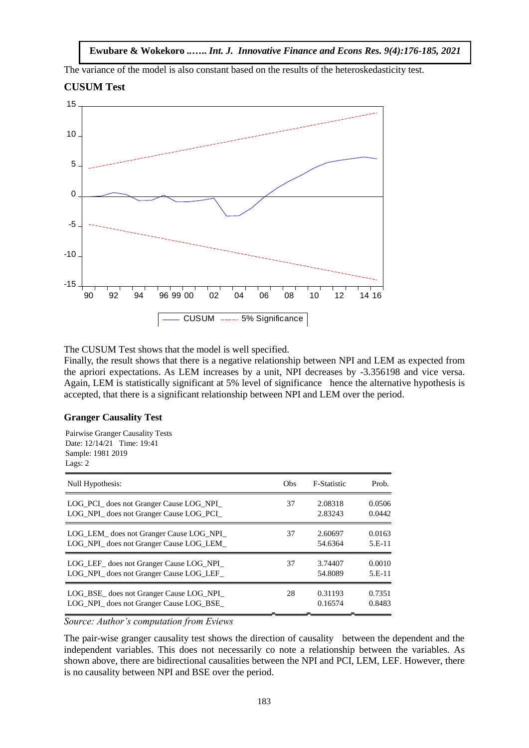The variance of the model is also constant based on the results of the heteroskedasticity test.

**CUSUM Test**

The CUSUM Test shows that the model is well specified.

Finally, the result shows that there is a negative relationship between NPI and LEM as expected from the apriori expectations. As LEM increases by a unit, NPI decreases by -3.356198 and vice versa. Again, LEM is statistically significant at 5% level of significance hence the alternative hypothesis is accepted, that there is a significant relationship between NPI and LEM over the period.

**Granger Causality Test**

Pairwise Granger Causality Tests
Date: 12/14/21 Time: 19:41
Sample: 1981 2019
Lags: 2

| Null Hypothesis: | Obs | F-Statistic | Prob. |
|---|---|---|---|
| LOG_PCI_ does not Granger Cause LOG_NPI_ | 37 | 2.08318 | 0.0506 |
| LOG_NPI_ does not Granger Cause LOG_PCI_ | | 2.83243 | 0.0442 |
| LOG_LEM_ does not Granger Cause LOG_NPI_ | 37 | 2.60697 | 0.0163 |
| LOG_NPI_ does not Granger Cause LOG_LEM_ | | 54.6364 | 5.E-11 |
| LOG_LEF_ does not Granger Cause LOG_NPI_ | 37 | 3.74407 | 0.0010 |
| LOG_NPI_ does not Granger Cause LOG_LEF_ | | 54.8089 | 5.E-11 |
| LOG_BSE_ does not Granger Cause LOG_NPI_ | 28 | 0.31193 | 0.7351 |
| LOG_NPI_ does not Granger Cause LOG_BSE_ | | 0.16574 | 0.8483 |

*Source: Author's computation from Eviews*

The pair-wise granger causality test shows the direction of causality between the dependent and the independent variables. This does not necessarily co note a relationship between the variables. As shown above, there are bidirectional causalities between the NPI and PCI, LEM, LEF. However, there is no causality between NPI and BSE over the period.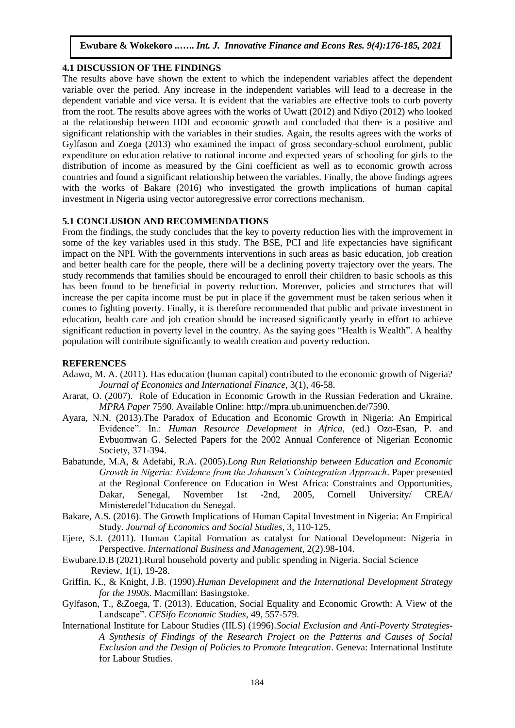## 4.1 DISCUSSION OF THE FINDINGS

The results above have shown the extent to which the independent variables affect the dependent variable over the period. Any increase in the independent variables will lead to a decrease in the dependent variable and vice versa. It is evident that the variables are effective tools to curb poverty from the root. The results above agrees with the works of Uwatt (2012) and Ndiyo (2012) who looked at the relationship between HDI and economic growth and concluded that there is a positive and significant relationship with the variables in their studies. Again, the results agrees with the works of Gylfason and Zoega (2013) who examined the impact of gross secondary-school enrolment, public expenditure on education relative to national income and expected years of schooling for girls to the distribution of income as measured by the Gini coefficient as well as to economic growth across countries and found a significant relationship between the variables. Finally, the above findings agrees with the works of Bakare (2016) who investigated the growth implications of human capital investment in Nigeria using vector autoregressive error corrections mechanism.

## 5.1 CONCLUSION AND RECOMMENDATIONS

From the findings, the study concludes that the key to poverty reduction lies with the improvement in some of the key variables used in this study. The BSE, PCI and life expectancies have significant impact on the NPI. With the governments interventions in such areas as basic education, job creation and better health care for the people, there will be a declining poverty trajectory over the years. The study recommends that families should be encouraged to enroll their children to basic schools as this has been found to be beneficial in poverty reduction. Moreover, policies and structures that will increase the per capita income must be put in place if the government must be taken serious when it comes to fighting poverty. Finally, it is therefore recommended that public and private investment in education, health care and job creation should be increased significantly yearly in effort to achieve significant reduction in poverty level in the country. As the saying goes "Health is Wealth". A healthy population will contribute significantly to wealth creation and poverty reduction.

## REFERENCES

Adawo, M. A. (2011). Has education (human capital) contributed to the economic growth of Nigeria? *Journal of Economics and International Finance*, 3(1), 46-58.

Ararat, O. (2007). Role of Education in Economic Growth in the Russian Federation and Ukraine. *MPRA Paper* 7590. Available Online: http://mpra.ub.unimuenchen.de/7590.

Ayara, N.N. (2013).The Paradox of Education and Economic Growth in Nigeria: An Empirical Evidence". In.: *Human Resource Development in Africa*, (ed.) Ozo-Esan, P. and Evbuomwan G. Selected Papers for the 2002 Annual Conference of Nigerian Economic Society, 371-394.

Babatunde, M.A, & Adefabi, R.A. (2005).*Long Run Relationship between Education and Economic Growth in Nigeria: Evidence from the Johansen's Cointegration Approach*. Paper presented at the Regional Conference on Education in West Africa: Constraints and Opportunities, Dakar, Senegal, November 1st -2nd, 2005, Cornell University/ CREA/ Ministeredel'Education du Senegal.

Bakare, A.S. (2016). The Growth Implications of Human Capital Investment in Nigeria: An Empirical Study. *Journal of Economics and Social Studies*, 3, 110-125.

Ejere, S.I. (2011). Human Capital Formation as catalyst for National Development: Nigeria in Perspective. *International Business and Management*, 2(2).98-104.

Ewubare.D.B (2021).Rural household poverty and public spending in Nigeria. Social Science Review, 1(1), 19-28.

Griffin, K., & Knight, J.B. (1990).*Human Development and the International Development Strategy for the 1990s*. Macmillan: Basingstoke.

Gylfason, T., &Zoega, T. (2013). Education, Social Equality and Economic Growth: A View of the Landscape". *CESifo Economic Studies*, 49, 557-579.

International Institute for Labour Studies (IILS) (1996).*Social Exclusion and Anti-Poverty Strategies-A Synthesis of Findings of the Research Project on the Patterns and Causes of Social Exclusion and the Design of Policies to Promote Integration*. Geneva: International Institute for Labour Studies.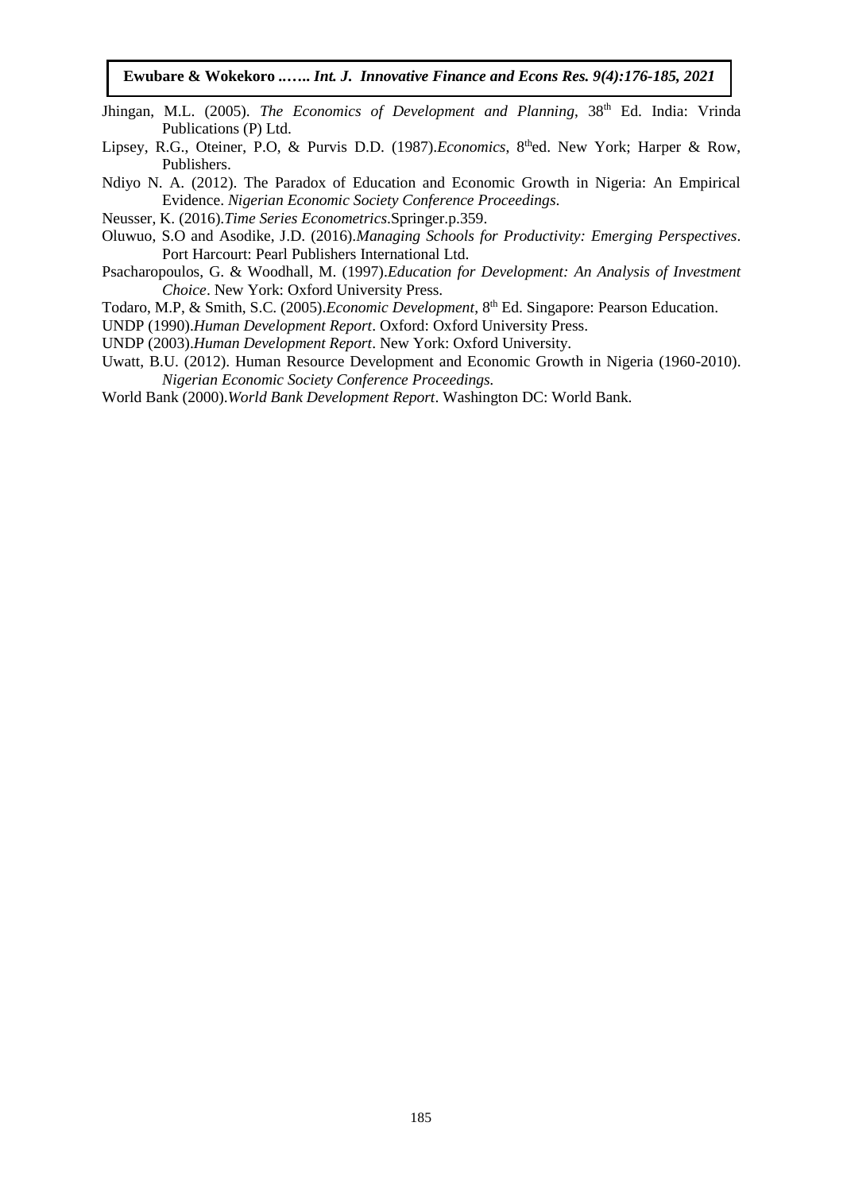Jhingan, M.L. (2005). *The Economics of Development and Planning*, 38th Ed. India: Vrinda Publications (P) Ltd.

Lipsey, R.G., Oteiner, P.O, & Purvis D.D. (1987).*Economics*, 8thed. New York; Harper & Row, Publishers.

Ndiyo N. A. (2012). The Paradox of Education and Economic Growth in Nigeria: An Empirical Evidence. *Nigerian Economic Society Conference Proceedings*.

Neusser, K. (2016).*Time Series Econometrics*.Springer.p.359.

Oluwuo, S.O and Asodike, J.D. (2016).*Managing Schools for Productivity: Emerging Perspectives*. Port Harcourt: Pearl Publishers International Ltd.

Psacharopoulos, G. & Woodhall, M. (1997).*Education for Development: An Analysis of Investment Choice*. New York: Oxford University Press.

Todaro, M.P, & Smith, S.C. (2005).*Economic Development*, 8th Ed. Singapore: Pearson Education.

UNDP (1990).*Human Development Report*. Oxford: Oxford University Press.

UNDP (2003).*Human Development Report*. New York: Oxford University.

Uwatt, B.U. (2012). Human Resource Development and Economic Growth in Nigeria (1960-2010). *Nigerian Economic Society Conference Proceedings.*

World Bank (2000).*World Bank Development Report*. Washington DC: World Bank.